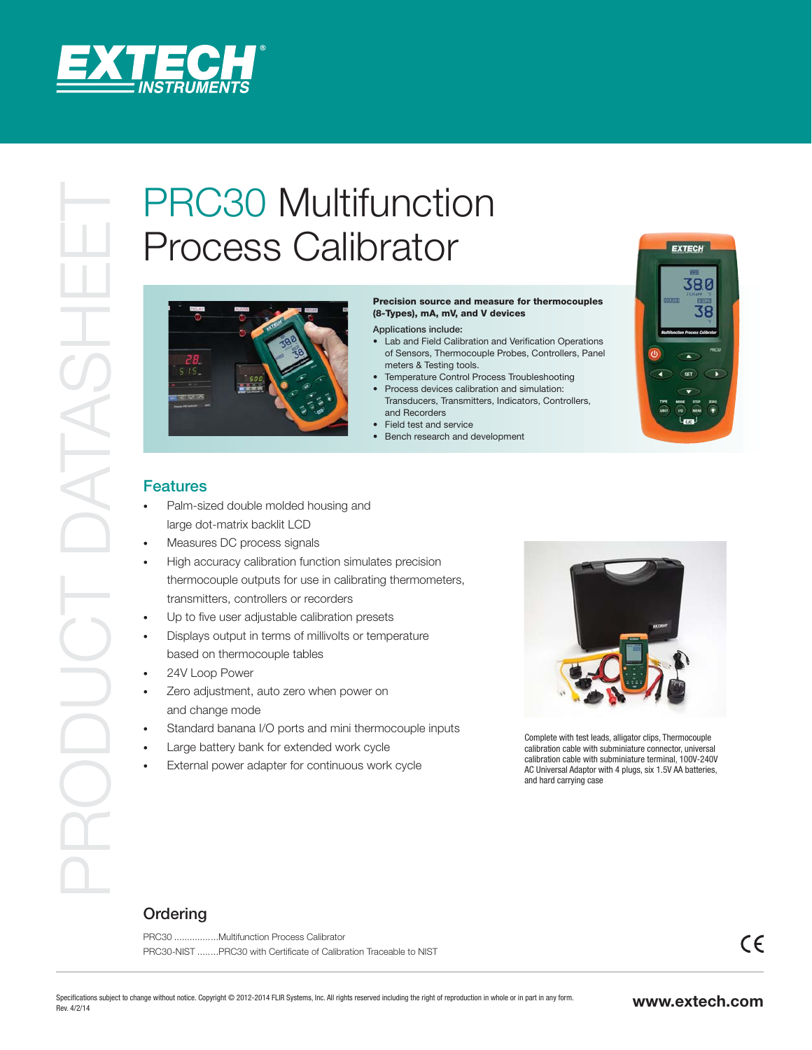# PRC30 Multifunction Process Calibrator

**Precision source and measure for thermocouples (8-Types), mA, mV, and V devices**

Applications include:

- Lab and Field Calibration and Verification Operations of Sensors, Thermocouple Probes, Controllers, Panel meters & Testing tools.
- Temperature Control Process Troubleshooting
- Process devices calibration and simulation: Transducers, Transmitters, Indicators, Controllers, and Recorders
- Field test and service
- Bench research and development

## Features

- Palm-sized double molded housing and large dot-matrix backlit LCD
- Measures DC process signals
- High accuracy calibration function simulates precision thermocouple outputs for use in calibrating thermometers, transmitters, controllers or recorders
- Up to five user adjustable calibration presets
- Displays output in terms of millivolts or temperature based on thermocouple tables
- 24V Loop Power
- Zero adjustment, auto zero when power on and change mode
- Standard banana I/O ports and mini thermocouple inputs
- Large battery bank for extended work cycle
- External power adapter for continuous work cycle

Complete with test leads, alligator clips, Thermocouple calibration cable with subminiature connector, universal calibration cable with subminiature terminal, 100V-240V AC Universal Adaptor with 4 plugs, six 1.5V AA batteries, and hard carrying case

## Ordering

PRC30 ................Multifunction Process Calibrator

PRC30-NIST ........PRC30 with Certificate of Calibration Traceable to NIST

Specifications subject to change without notice. Copyright © 2012-2014 FLIR Systems, Inc. All rights reserved including the right of reproduction in whole or in part in any form.
Rev. 4/2/14

www.extech.com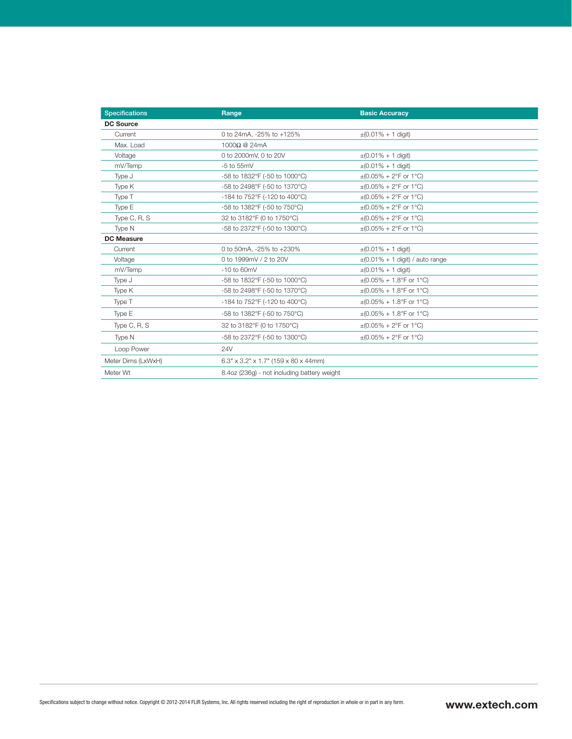| Specifications | Range | Basic Accuracy |
|---|---|---|
| **DC Source** | | |
| Current | 0 to 24mA, -25% to +125% | ±(0.01% + 1 digit) |
| Max. Load | 1000Ω @ 24mA | |
| Voltage | 0 to 2000mV, 0 to 20V | ±(0.01% + 1 digit) |
| mV/Temp | -5 to 55mV | ±(0.01% + 1 digit) |
| Type J | -58 to 1832°F (-50 to 1000°C) | ±(0.05% + 2°F or 1°C) |
| Type K | -58 to 2498°F (-50 to 1370°C) | ±(0.05% + 2°F or 1°C) |
| Type T | -184 to 752°F (-120 to 400°C) | ±(0.05% + 2°F or 1°C) |
| Type E | -58 to 1382°F (-50 to 750°C) | ±(0.05% + 2°F or 1°C) |
| Type C, R, S | 32 to 3182°F (0 to 1750°C) | ±(0.05% + 2°F or 1°C) |
| Type N | -58 to 2372°F (-50 to 1300°C) | ±(0.05% + 2°F or 1°C) |
| **DC Measure** | | |
| Current | 0 to 50mA, -25% to +230% | ±(0.01% + 1 digit) |
| Voltage | 0 to 1999mV / 2 to 20V | ±(0.01% + 1 digit) / auto range |
| mV/Temp | -10 to 60mV | ±(0.01% + 1 digit) |
| Type J | -58 to 1832°F (-50 to 1000°C) | ±(0.05% + 1.8°F or 1°C) |
| Type K | -58 to 2498°F (-50 to 1370°C) | ±(0.05% + 1.8°F or 1°C) |
| Type T | -184 to 752°F (-120 to 400°C) | ±(0.05% + 1.8°F or 1°C) |
| Type E | -58 to 1382°F (-50 to 750°C) | ±(0.05% + 1.8°F or 1°C) |
| Type C, R, S | 32 to 3182°F (0 to 1750°C) | ±(0.05% + 2°F or 1°C) |
| Type N | -58 to 2372°F (-50 to 1300°C) | ±(0.05% + 2°F or 1°C) |
| Loop Power | 24V | |
| Meter Dims (LxWxH) | 6.3" x 3.2" x 1.7" (159 x 80 x 44mm) | |
| Meter Wt | 8.4oz (236g) - not including battery weight | |

Specifications subject to change without notice. Copyright © 2012-2014 FLIR Systems, Inc. All rights reserved including the right of reproduction in whole or in part in any form.

**www.extech.com**